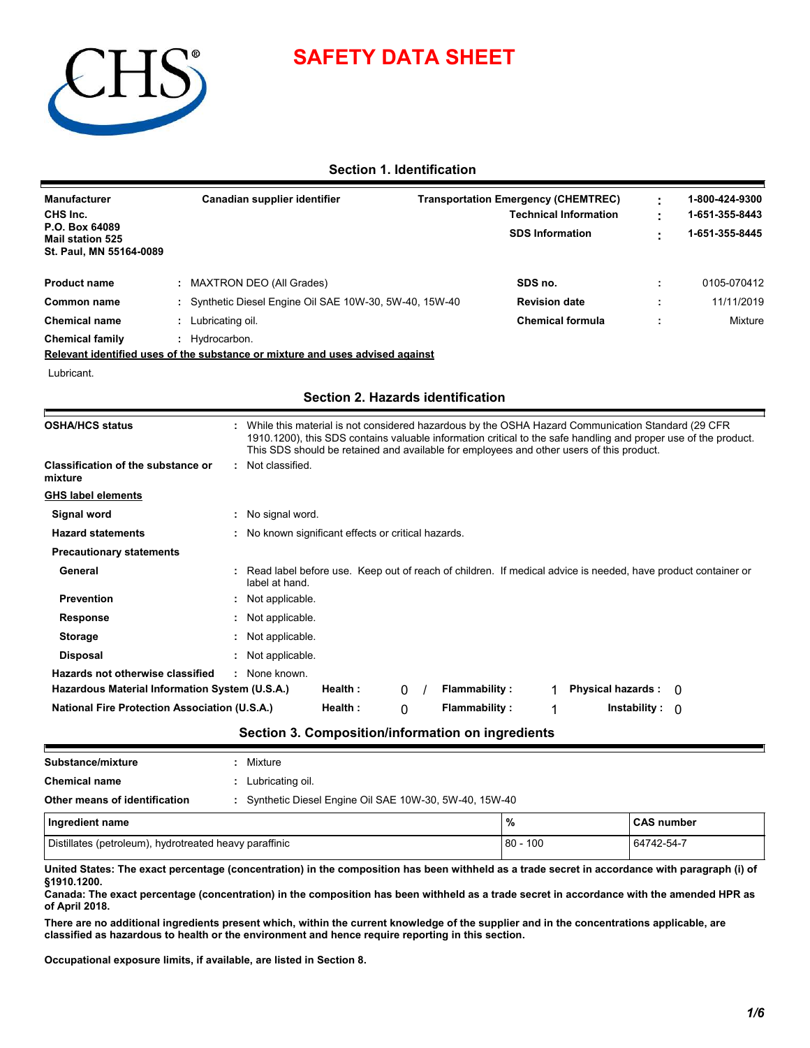# SAFETY DATA SHEET

## Section 1. Identification

**Manufacturer**
**CHS Inc.**
**P.O. Box 64089**
**Mail station 525**
**St. Paul, MN 55164-0089**

**Canadian supplier identifier**

| | | |
|---|---|---|
| **Transportation Emergency (CHEMTREC)** | : | **1-800-424-9300** |
| **Technical Information** | : | **1-651-355-8443** |
| **SDS Information** | : | **1-651-355-8445** |

| | | | | | |
|---|---|---|---|---|---|
| **Product name** | : | MAXTRON DEO (All Grades) | **SDS no.** | : | 0105-070412 |
| **Common name** | : | Synthetic Diesel Engine Oil SAE 10W-30, 5W-40, 15W-40 | **Revision date** | : | 11/11/2019 |
| **Chemical name** | : | Lubricating oil. | **Chemical formula** | : | Mixture |
| **Chemical family** | : | Hydrocarbon. | | | |

**Relevant identified uses of the substance or mixture and uses advised against**

Lubricant.

## Section 2. Hazards identification

**OSHA/HCS status** : While this material is not considered hazardous by the OSHA Hazard Communication Standard (29 CFR 1910.1200), this SDS contains valuable information critical to the safe handling and proper use of the product. This SDS should be retained and available for employees and other users of this product.

**Classification of the substance or mixture** : Not classified.

**GHS label elements**

**Signal word** : No signal word.

**Hazard statements** : No known significant effects or critical hazards.

**Precautionary statements**

**General** : Read label before use. Keep out of reach of children. If medical advice is needed, have product container or label at hand.

**Prevention** : Not applicable.

**Response** : Not applicable.

**Storage** : Not applicable.

**Disposal** : Not applicable.

**Hazards not otherwise classified** : None known.

**Hazardous Material Information System (U.S.A.)** — **Health :** 0 / **Flammability :** 1 **Physical hazards :** 0

**National Fire Protection Association (U.S.A.)** — **Health :** 0 **Flammability :** 1 **Instability :** 0

## Section 3. Composition/information on ingredients

**Substance/mixture** : Mixture

**Chemical name** : Lubricating oil.

**Other means of identification** : Synthetic Diesel Engine Oil SAE 10W-30, 5W-40, 15W-40

| Ingredient name | % | CAS number |
|---|---|---|
| Distillates (petroleum), hydrotreated heavy paraffinic | 80 - 100 | 64742-54-7 |

**United States: The exact percentage (concentration) in the composition has been withheld as a trade secret in accordance with paragraph (i) of §1910.1200.**
**Canada: The exact percentage (concentration) in the composition has been withheld as a trade secret in accordance with the amended HPR as of April 2018.**

**There are no additional ingredients present which, within the current knowledge of the supplier and in the concentrations applicable, are classified as hazardous to health or the environment and hence require reporting in this section.**

**Occupational exposure limits, if available, are listed in Section 8.**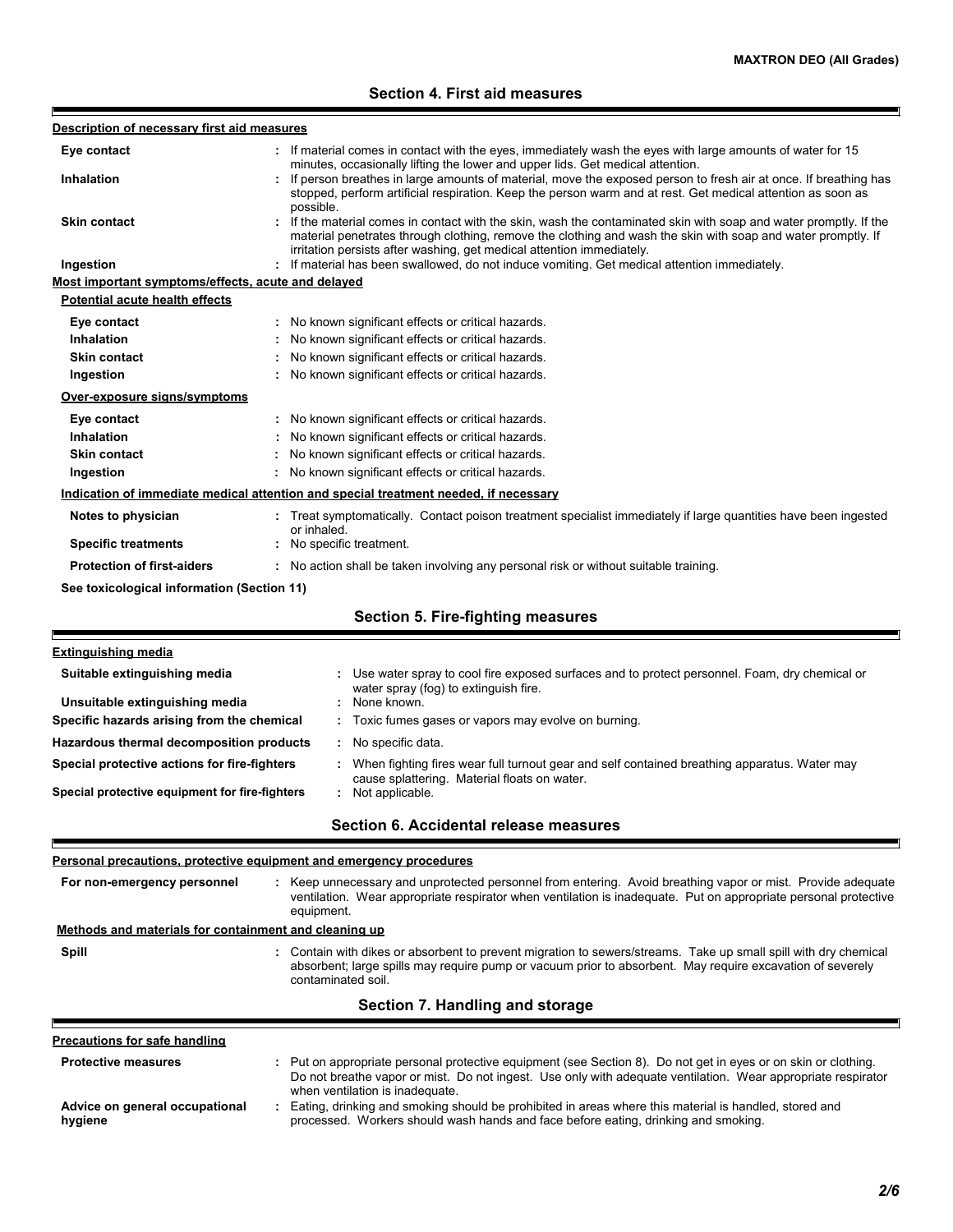## Section 4. First aid measures

**Description of necessary first aid measures**

| | |
|---|---|
| **Eye contact** | : If material comes in contact with the eyes, immediately wash the eyes with large amounts of water for 15 minutes, occasionally lifting the lower and upper lids. Get medical attention. |
| **Inhalation** | : If person breathes in large amounts of material, move the exposed person to fresh air at once. If breathing has stopped, perform artificial respiration. Keep the person warm and at rest. Get medical attention as soon as possible. |
| **Skin contact** | : If the material comes in contact with the skin, wash the contaminated skin with soap and water promptly. If the material penetrates through clothing, remove the clothing and wash the skin with soap and water promptly. If irritation persists after washing, get medical attention immediately. |
| **Ingestion** | : If material has been swallowed, do not induce vomiting. Get medical attention immediately. |

**Most important symptoms/effects, acute and delayed**

**Potential acute health effects**

| | |
|---|---|
| **Eye contact** | : No known significant effects or critical hazards. |
| **Inhalation** | : No known significant effects or critical hazards. |
| **Skin contact** | : No known significant effects or critical hazards. |
| **Ingestion** | : No known significant effects or critical hazards. |

**Over-exposure signs/symptoms**

| | |
|---|---|
| **Eye contact** | : No known significant effects or critical hazards. |
| **Inhalation** | : No known significant effects or critical hazards. |
| **Skin contact** | : No known significant effects or critical hazards. |
| **Ingestion** | : No known significant effects or critical hazards. |

**Indication of immediate medical attention and special treatment needed, if necessary**

| | |
|---|---|
| **Notes to physician** | : Treat symptomatically. Contact poison treatment specialist immediately if large quantities have been ingested or inhaled. |
| **Specific treatments** | : No specific treatment. |
| **Protection of first-aiders** | : No action shall be taken involving any personal risk or without suitable training. |

**See toxicological information (Section 11)**

## Section 5. Fire-fighting measures

**Extinguishing media**

| | |
|---|---|
| **Suitable extinguishing media** | : Use water spray to cool fire exposed surfaces and to protect personnel. Foam, dry chemical or water spray (fog) to extinguish fire. |
| **Unsuitable extinguishing media** | : None known. |
| **Specific hazards arising from the chemical** | : Toxic fumes gases or vapors may evolve on burning. |
| **Hazardous thermal decomposition products** | : No specific data. |
| **Special protective actions for fire-fighters** | : When fighting fires wear full turnout gear and self contained breathing apparatus. Water may cause splattering. Material floats on water. |
| **Special protective equipment for fire-fighters** | : Not applicable. |

## Section 6. Accidental release measures

**Personal precautions, protective equipment and emergency procedures**

| | |
|---|---|
| **For non-emergency personnel** | : Keep unnecessary and unprotected personnel from entering. Avoid breathing vapor or mist. Provide adequate ventilation. Wear appropriate respirator when ventilation is inadequate. Put on appropriate personal protective equipment. |

**Methods and materials for containment and cleaning up**

| | |
|---|---|
| **Spill** | : Contain with dikes or absorbent to prevent migration to sewers/streams. Take up small spill with dry chemical absorbent; large spills may require pump or vacuum prior to absorbent. May require excavation of severely contaminated soil. |

## Section 7. Handling and storage

**Precautions for safe handling**

| | |
|---|---|
| **Protective measures** | : Put on appropriate personal protective equipment (see Section 8). Do not get in eyes or on skin or clothing. Do not breathe vapor or mist. Do not ingest. Use only with adequate ventilation. Wear appropriate respirator when ventilation is inadequate. |
| **Advice on general occupational hygiene** | : Eating, drinking and smoking should be prohibited in areas where this material is handled, stored and processed. Workers should wash hands and face before eating, drinking and smoking. |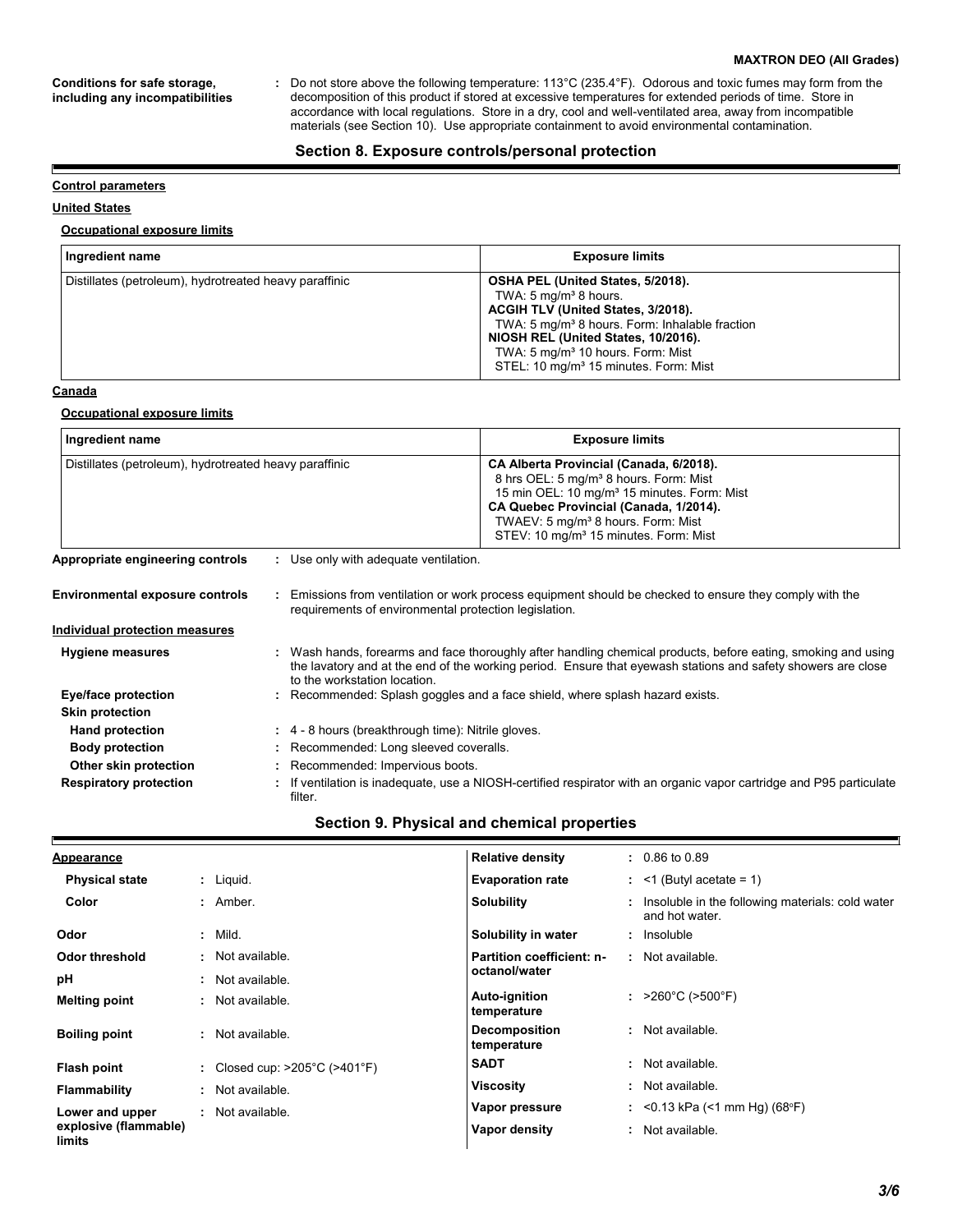**Conditions for safe storage, including any incompatibilities** : Do not store above the following temperature: 113°C (235.4°F). Odorous and toxic fumes may form from the decomposition of this product if stored at excessive temperatures for extended periods of time. Store in accordance with local regulations. Store in a dry, cool and well-ventilated area, away from incompatible materials (see Section 10). Use appropriate containment to avoid environmental contamination.

## Section 8. Exposure controls/personal protection

**Control parameters**

**United States**

**Occupational exposure limits**

| Ingredient name | Exposure limits |
|---|---|
| Distillates (petroleum), hydrotreated heavy paraffinic | **OSHA PEL (United States, 5/2018).**<br>TWA: 5 mg/m³ 8 hours.<br>**ACGIH TLV (United States, 3/2018).**<br>TWA: 5 mg/m³ 8 hours. Form: Inhalable fraction<br>**NIOSH REL (United States, 10/2016).**<br>TWA: 5 mg/m³ 10 hours. Form: Mist<br>STEL: 10 mg/m³ 15 minutes. Form: Mist |

**Canada**

**Occupational exposure limits**

| Ingredient name | Exposure limits |
|---|---|
| Distillates (petroleum), hydrotreated heavy paraffinic | **CA Alberta Provincial (Canada, 6/2018).**<br>8 hrs OEL: 5 mg/m³ 8 hours. Form: Mist<br>15 min OEL: 10 mg/m³ 15 minutes. Form: Mist<br>**CA Quebec Provincial (Canada, 1/2014).**<br>TWAEV: 5 mg/m³ 8 hours. Form: Mist<br>STEV: 10 mg/m³ 15 minutes. Form: Mist |

**Appropriate engineering controls** : Use only with adequate ventilation.

**Environmental exposure controls** : Emissions from ventilation or work process equipment should be checked to ensure they comply with the requirements of environmental protection legislation.

**Individual protection measures**

**Hygiene measures** : Wash hands, forearms and face thoroughly after handling chemical products, before eating, smoking and using the lavatory and at the end of the working period. Ensure that eyewash stations and safety showers are close to the workstation location.

**Eye/face protection** : Recommended: Splash goggles and a face shield, where splash hazard exists.

**Skin protection**

**Hand protection** : 4 - 8 hours (breakthrough time): Nitrile gloves.

**Body protection** : Recommended: Long sleeved coveralls.

**Other skin protection** : Recommended: Impervious boots.

**Respiratory protection** : If ventilation is inadequate, use a NIOSH-certified respirator with an organic vapor cartridge and P95 particulate filter.

## Section 9. Physical and chemical properties

**Appearance**

**Physical state** : Liquid.

**Color** : Amber.

**Odor** : Mild.

**Odor threshold** : Not available.

**pH** : Not available.

**Melting point** : Not available.

**Boiling point** : Not available.

**Flash point** : Closed cup: >205°C (>401°F)

**Flammability** : Not available.

**Lower and upper explosive (flammable) limits** : Not available.

**Relative density** : 0.86 to 0.89

**Evaporation rate** : <1 (Butyl acetate = 1)

**Solubility** : Insoluble in the following materials: cold water and hot water.

**Solubility in water** : Insoluble

**Partition coefficient: n-octanol/water** : Not available.

**Auto-ignition temperature** : >260°C (>500°F)

**Decomposition temperature** : Not available.

**SADT** : Not available.

**Viscosity** : Not available.

**Vapor pressure** : <0.13 kPa (<1 mm Hg) (68°F)

**Vapor density** : Not available.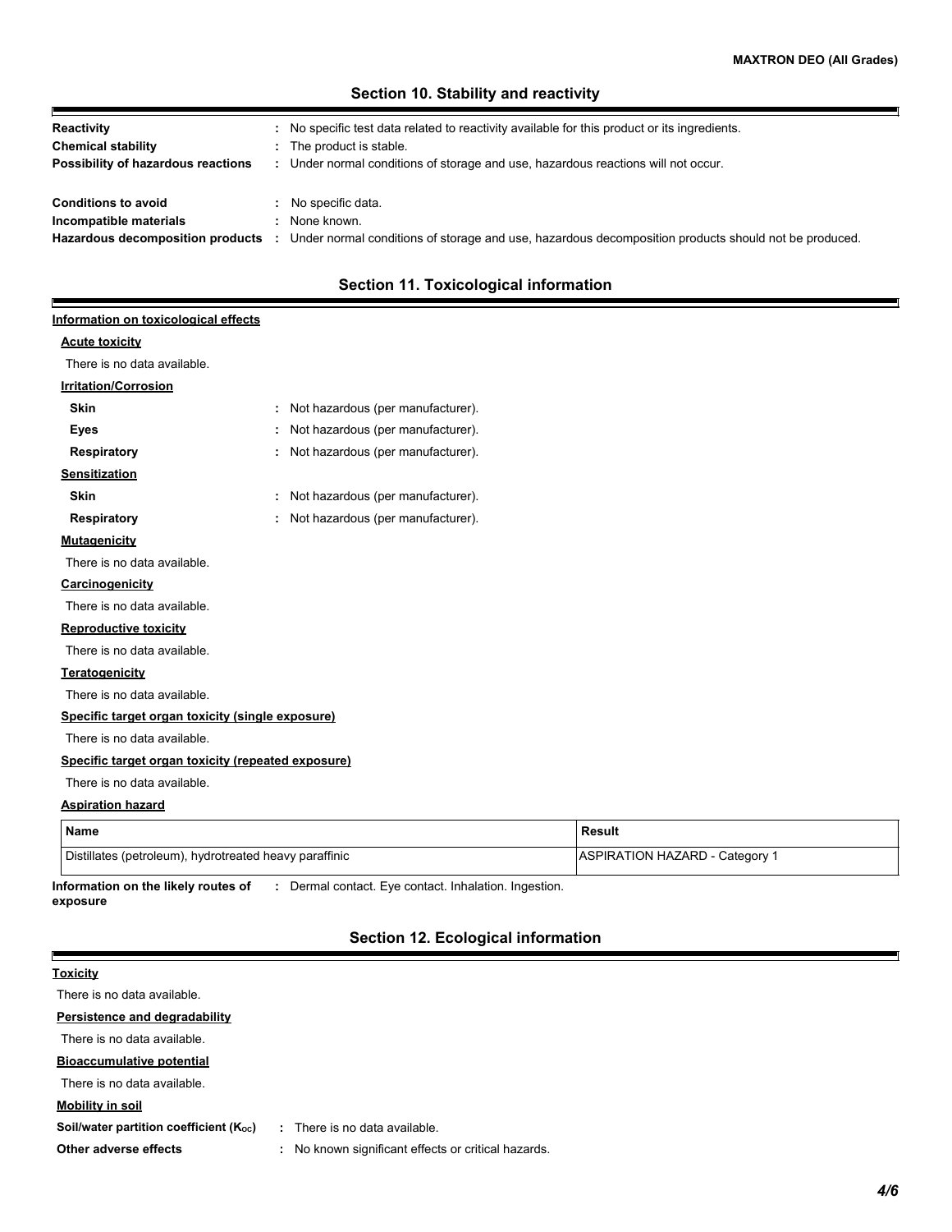## Section 10. Stability and reactivity

**Reactivity** : No specific test data related to reactivity available for this product or its ingredients.

**Chemical stability** : The product is stable.

**Possibility of hazardous reactions** : Under normal conditions of storage and use, hazardous reactions will not occur.

**Conditions to avoid** : No specific data.

**Incompatible materials** : None known.

**Hazardous decomposition products** : Under normal conditions of storage and use, hazardous decomposition products should not be produced.

## Section 11. Toxicological information

**Information on toxicological effects**

**Acute toxicity**

There is no data available.

**Irritation/Corrosion**

**Skin** : Not hazardous (per manufacturer).

**Eyes** : Not hazardous (per manufacturer).

**Respiratory** : Not hazardous (per manufacturer).

**Sensitization**

**Skin** : Not hazardous (per manufacturer).

**Respiratory** : Not hazardous (per manufacturer).

**Mutagenicity**

There is no data available.

**Carcinogenicity**

There is no data available.

**Reproductive toxicity**

There is no data available.

**Teratogenicity**

There is no data available.

**Specific target organ toxicity (single exposure)**

There is no data available.

**Specific target organ toxicity (repeated exposure)**

There is no data available.

**Aspiration hazard**

| Name | Result |
|---|---|
| Distillates (petroleum), hydrotreated heavy paraffinic | ASPIRATION HAZARD - Category 1 |

**Information on the likely routes of exposure** : Dermal contact. Eye contact. Inhalation. Ingestion.

## Section 12. Ecological information

**Toxicity**

There is no data available.

**Persistence and degradability**

There is no data available.

**Bioaccumulative potential**

There is no data available.

**Mobility in soil**

**Soil/water partition coefficient ($K_{oc}$)** : There is no data available.

**Other adverse effects** : No known significant effects or critical hazards.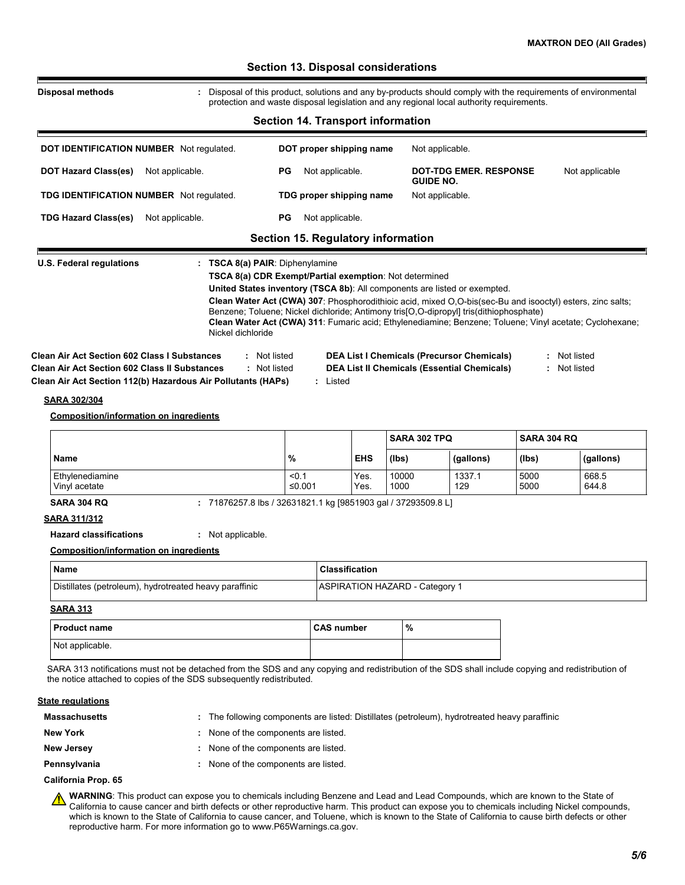## Section 13. Disposal considerations

**Disposal methods** : Disposal of this product, solutions and any by-products should comply with the requirements of environmental protection and waste disposal legislation and any regional local authority requirements.

## Section 14. Transport information

| | | | |
|---|---|---|---|
| **DOT IDENTIFICATION NUMBER** Not regulated. | **DOT proper shipping name** | Not applicable. | |
| **DOT Hazard Class(es)** Not applicable. | **PG** Not applicable. | **DOT-TDG EMER. RESPONSE GUIDE NO.** | Not applicable |
| **TDG IDENTIFICATION NUMBER** Not regulated. | **TDG proper shipping name** | Not applicable. | |
| **TDG Hazard Class(es)** Not applicable. | **PG** Not applicable. | | |

## Section 15. Regulatory information

**U.S. Federal regulations** : **TSCA 8(a) PAIR**: Diphenylamine

**TSCA 8(a) CDR Exempt/Partial exemption**: Not determined

**United States inventory (TSCA 8b)**: All components are listed or exempted.

**Clean Water Act (CWA) 307**: Phosphorodithioic acid, mixed O,O-bis(sec-Bu and isooctyl) esters, zinc salts; Benzene; Toluene; Nickel dichloride; Antimony tris[O,O-dipropyl] tris(dithiophosphate)

**Clean Water Act (CWA) 311**: Fumaric acid; Ethylenediamine; Benzene; Toluene; Vinyl acetate; Cyclohexane; Nickel dichloride

**Clean Air Act Section 602 Class I Substances** : Not listed

**Clean Air Act Section 602 Class II Substances** : Not listed

**Clean Air Act Section 112(b) Hazardous Air Pollutants (HAPs)** : Listed

**DEA List I Chemicals (Precursor Chemicals)** : Not listed

**DEA List II Chemicals (Essential Chemicals)** : Not listed

**SARA 302/304**

**Composition/information on ingredients**

| | | | SARA 302 TPQ | | SARA 304 RQ | |
|---|---|---|---|---|---|---|
| **Name** | **%** | **EHS** | **(lbs)** | **(gallons)** | **(lbs)** | **(gallons)** |
| Ethylenediamine | <0.1 | Yes. | 10000 | 1337.1 | 5000 | 668.5 |
| Vinyl acetate | ≤0.001 | Yes. | 1000 | 129 | 5000 | 644.8 |

**SARA 304 RQ** : 71876257.8 lbs / 32631821.1 kg [9851903 gal / 37293509.8 L]

**SARA 311/312**

**Hazard classifications** : Not applicable.

**Composition/information on ingredients**

| Name | Classification |
|---|---|
| Distillates (petroleum), hydrotreated heavy paraffinic | ASPIRATION HAZARD - Category 1 |

**SARA 313**

| Product name | CAS number | % |
|---|---|---|
| Not applicable. | | |

SARA 313 notifications must not be detached from the SDS and any copying and redistribution of the SDS shall include copying and redistribution of the notice attached to copies of the SDS subsequently redistributed.

**State regulations**

**Massachusetts** : The following components are listed: Distillates (petroleum), hydrotreated heavy paraffinic

**New York** : None of the components are listed.

**New Jersey** : None of the components are listed.

**Pennsylvania** : None of the components are listed.

**California Prop. 65**

⚠ **WARNING**: This product can expose you to chemicals including Benzene and Lead and Lead Compounds, which are known to the State of California to cause cancer and birth defects or other reproductive harm. This product can expose you to chemicals including Nickel compounds, which is known to the State of California to cause cancer, and Toluene, which is known to the State of California to cause birth defects or other reproductive harm. For more information go to www.P65Warnings.ca.gov.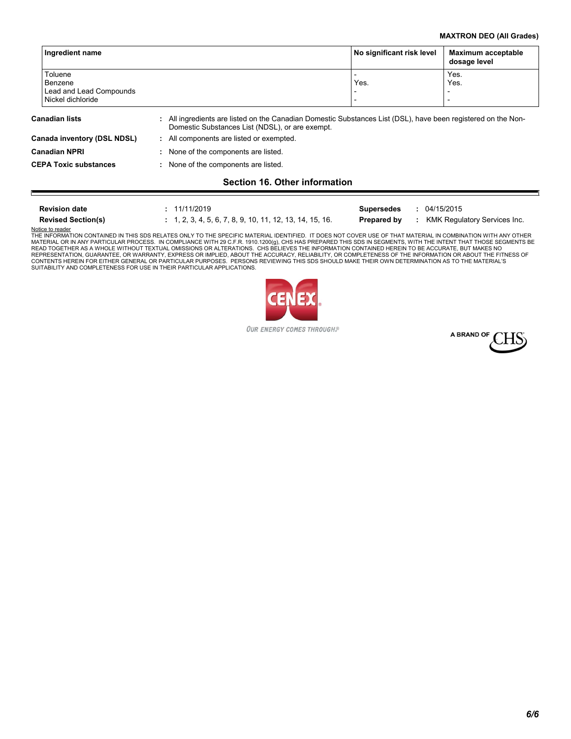| Ingredient name | No significant risk level | Maximum acceptable dosage level |
| --- | --- | --- |
| Toluene | - | Yes. |
| Benzene | Yes. | Yes. |
| Lead and Lead Compounds | - | - |
| Nickel dichloride | - | - |

**Canadian lists** : All ingredients are listed on the Canadian Domestic Substances List (DSL), have been registered on the Non-Domestic Substances List (NDSL), or are exempt.

**Canada inventory (DSL NDSL)** : All components are listed or exempted.

**Canadian NPRI** : None of the components are listed.

**CEPA Toxic substances** : None of the components are listed.

## Section 16. Other information

**Revision date** : 11/11/2019

**Supersedes** : 04/15/2015

**Revised Section(s)** : 1, 2, 3, 4, 5, 6, 7, 8, 9, 10, 11, 12, 13, 14, 15, 16.

**Prepared by** : KMK Regulatory Services Inc.

Notice to reader

THE INFORMATION CONTAINED IN THIS SDS RELATES ONLY TO THE SPECIFIC MATERIAL IDENTIFIED. IT DOES NOT COVER USE OF THAT MATERIAL IN COMBINATION WITH ANY OTHER MATERIAL OR IN ANY PARTICULAR PROCESS. IN COMPLIANCE WITH 29 C.F.R. 1910.1200(g), CHS HAS PREPARED THIS SDS IN SEGMENTS, WITH THE INTENT THAT THOSE SEGMENTS BE READ TOGETHER AS A WHOLE WITHOUT TEXTUAL OMISSIONS OR ALTERATIONS. CHS BELIEVES THE INFORMATION CONTAINED HEREIN TO BE ACCURATE, BUT MAKES NO REPRESENTATION, GUARANTEE, OR WARRANTY, EXPRESS OR IMPLIED, ABOUT THE ACCURACY, RELIABILITY, OR COMPLETENESS OF THE INFORMATION OR ABOUT THE FITNESS OF CONTENTS HEREIN FOR EITHER GENERAL OR PARTICULAR PURPOSES. PERSONS REVIEWING THIS SDS SHOULD MAKE THEIR OWN DETERMINATION AS TO THE MATERIAL'S SUITABILITY AND COMPLETENESS FOR USE IN THEIR PARTICULAR APPLICATIONS.

CENEX

*OUR ENERGY COMES THROUGH.®*

A BRAND OF CHS